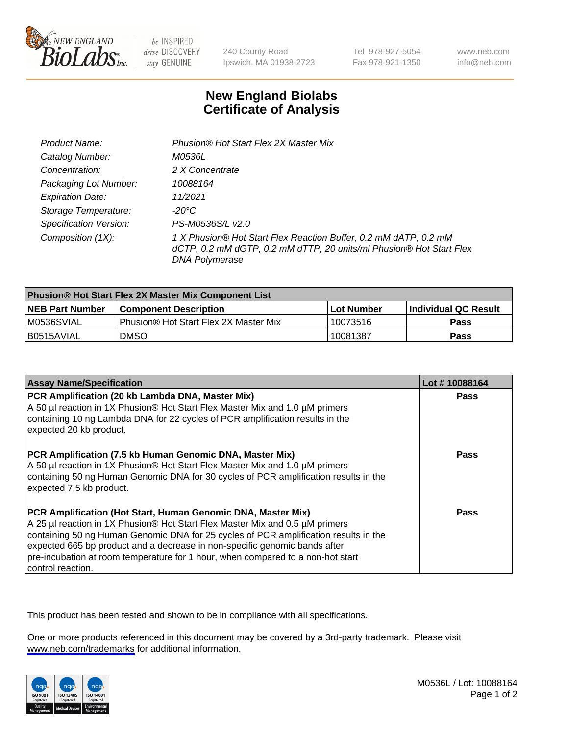# New England Biolabs Certificate of Analysis

| | |
|---|---|
| Product Name: | Phusion® Hot Start Flex 2X Master Mix |
| Catalog Number: | M0536L |
| Concentration: | 2 X Concentrate |
| Packaging Lot Number: | 10088164 |
| Expiration Date: | 11/2021 |
| Storage Temperature: | -20°C |
| Specification Version: | PS-M0536S/L v2.0 |
| Composition (1X): | 1 X Phusion® Hot Start Flex Reaction Buffer, 0.2 mM dATP, 0.2 mM dCTP, 0.2 mM dGTP, 0.2 mM dTTP, 20 units/ml Phusion® Hot Start Flex DNA Polymerase |

| Phusion® Hot Start Flex 2X Master Mix Component List | | | |
|---|---|---|---|
| **NEB Part Number** | **Component Description** | **Lot Number** | **Individual QC Result** |
| M0536SVIAL | Phusion® Hot Start Flex 2X Master Mix | 10073516 | **Pass** |
| B0515AVIAL | DMSO | 10081387 | **Pass** |

| Assay Name/Specification | Lot # 10088164 |
|---|---|
| **PCR Amplification (20 kb Lambda DNA, Master Mix)** A 50 µl reaction in 1X Phusion® Hot Start Flex Master Mix and 1.0 µM primers containing 10 ng Lambda DNA for 22 cycles of PCR amplification results in the expected 20 kb product. | **Pass** |
| **PCR Amplification (7.5 kb Human Genomic DNA, Master Mix)** A 50 µl reaction in 1X Phusion® Hot Start Flex Master Mix and 1.0 µM primers containing 50 ng Human Genomic DNA for 30 cycles of PCR amplification results in the expected 7.5 kb product. | **Pass** |
| **PCR Amplification (Hot Start, Human Genomic DNA, Master Mix)** A 25 µl reaction in 1X Phusion® Hot Start Flex Master Mix and 0.5 µM primers containing 50 ng Human Genomic DNA for 25 cycles of PCR amplification results in the expected 665 bp product and a decrease in non-specific genomic bands after pre-incubation at room temperature for 1 hour, when compared to a non-hot start control reaction. | **Pass** |

This product has been tested and shown to be in compliance with all specifications.

One or more products referenced in this document may be covered by a 3rd-party trademark. Please visit www.neb.com/trademarks for additional information.

M0536L / Lot: 10088164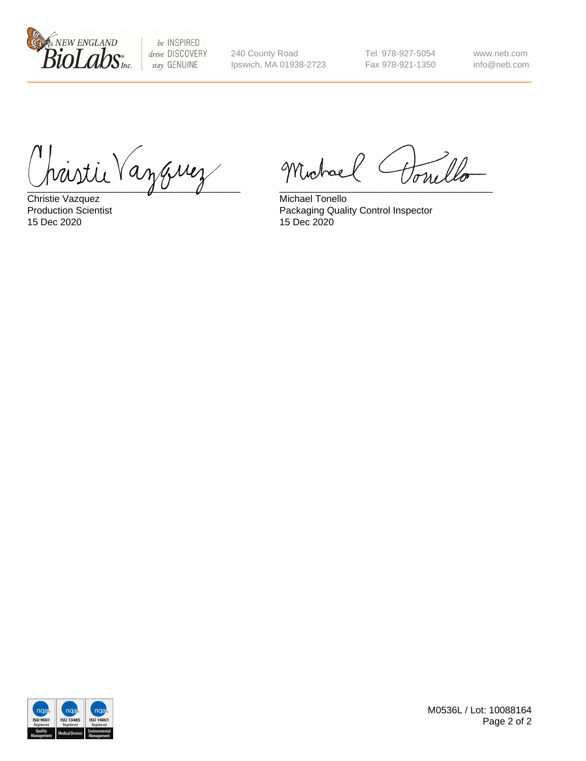Christie Vazquez
Production Scientist
15 Dec 2020

Michael Tonello
Packaging Quality Control Inspector
15 Dec 2020

M0536L / Lot: 10088164